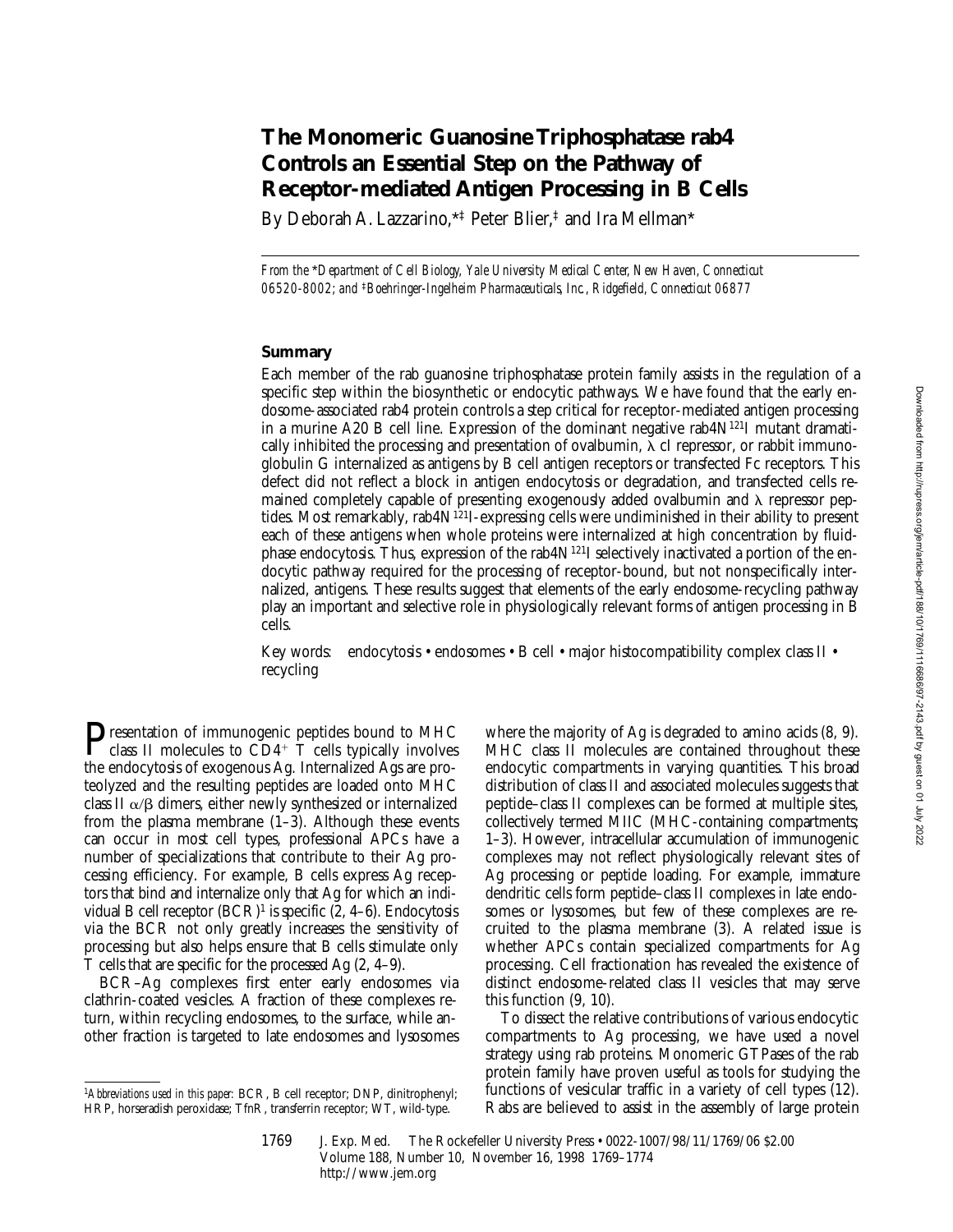# The Monomeric Guanosine Triphosphatase rab4 Controls an Essential Step on the Pathway of Receptor-mediated Antigen Processing in B Cells

By Deborah A. Lazzarino,*‡ Peter Blier,‡ and Ira Mellman*

*From the \*Department of Cell Biology, Yale University Medical Center, New Haven, Connecticut 06520-8002; and ‡Boehringer-Ingelheim Pharmaceuticals, Inc., Ridgefield, Connecticut 06877*

## Summary

Each member of the rab guanosine triphosphatase protein family assists in the regulation of a specific step within the biosynthetic or endocytic pathways. We have found that the early endosome-associated rab4 protein controls a step critical for receptor-mediated antigen processing in a murine A20 B cell line. Expression of the dominant negative rab4N[121]I mutant dramatically inhibited the processing and presentation of ovalbumin, λ cI repressor, or rabbit immunoglobulin G internalized as antigens by B cell antigen receptors or transfected Fc receptors. This defect did not reflect a block in antigen endocytosis or degradation, and transfected cells remained completely capable of presenting exogenously added ovalbumin and λ repressor peptides. Most remarkably, rab4N[121]I-expressing cells were undiminished in their ability to present each of these antigens when whole proteins were internalized at high concentration by fluid-phase endocytosis. Thus, expression of the rab4N[121]I selectively inactivated a portion of the endocytic pathway required for the processing of receptor-bound, but not nonspecifically internalized, antigens. These results suggest that elements of the early endosome-recycling pathway play an important and selective role in physiologically relevant forms of antigen processing in B cells.

Key words: endocytosis • endosomes • B cell • major histocompatibility complex class II • recycling

Presentation of immunogenic peptides bound to MHC class II molecules to $CD4^+$ T cells typically involves the endocytosis of exogenous Ag. Internalized Ags are proteolyzed and the resulting peptides are loaded onto MHC class II $\alpha/\beta$ dimers, either newly synthesized or internalized from the plasma membrane (1–3). Although these events can occur in most cell types, professional APCs have a number of specializations that contribute to their Ag processing efficiency. For example, B cells express Ag receptors that bind and internalize only that Ag for which an individual B cell receptor (BCR)[1] is specific (2, 4–6). Endocytosis via the BCR not only greatly increases the sensitivity of processing but also helps ensure that B cells stimulate only T cells that are specific for the processed Ag (2, 4–9).

BCR–Ag complexes first enter early endosomes via clathrin-coated vesicles. A fraction of these complexes return, within recycling endosomes, to the surface, while another fraction is targeted to late endosomes and lysosomes where the majority of Ag is degraded to amino acids (8, 9). MHC class II molecules are contained throughout these endocytic compartments in varying quantities. This broad distribution of class II and associated molecules suggests that peptide–class II complexes can be formed at multiple sites, collectively termed MIIC (MHC-containing compartments; 1–3). However, intracellular accumulation of immunogenic complexes may not reflect physiologically relevant sites of Ag processing or peptide loading. For example, immature dendritic cells form peptide–class II complexes in late endosomes or lysosomes, but few of these complexes are recruited to the plasma membrane (3). A related issue is whether APCs contain specialized compartments for Ag processing. Cell fractionation has revealed the existence of distinct endosome-related class II vesicles that may serve this function (9, 10).

To dissect the relative contributions of various endocytic compartments to Ag processing, we have used a novel strategy using rab proteins. Monomeric GTPases of the rab protein family have proven useful as tools for studying the functions of vesicular traffic in a variety of cell types (12). Rabs are believed to assist in the assembly of large protein

[1] *Abbreviations used in this paper:* BCR, B cell receptor; DNP, dinitrophenyl; HRP, horseradish peroxidase; TfnR, transferrin receptor; WT, wild-type.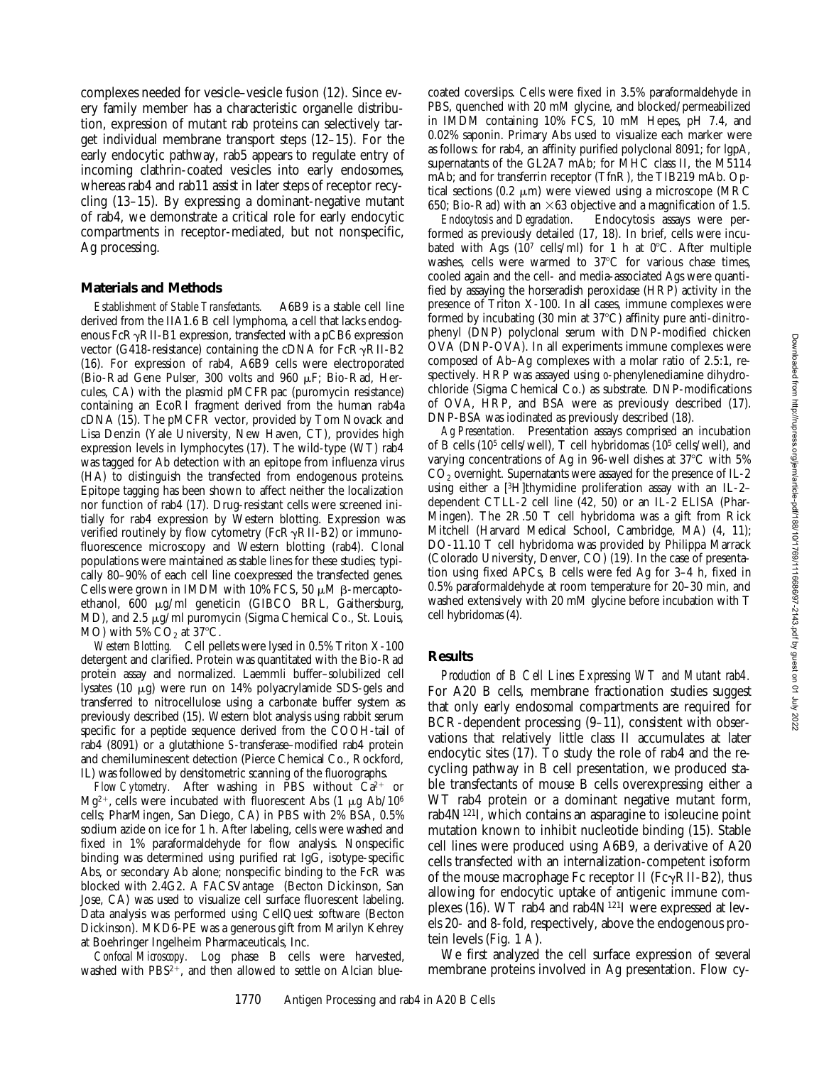complexes needed for vesicle–vesicle fusion (12). Since every family member has a characteristic organelle distribution, expression of mutant rab proteins can selectively target individual membrane transport steps (12–15). For the early endocytic pathway, rab5 appears to regulate entry of incoming clathrin-coated vesicles into early endosomes, whereas rab4 and rab11 assist in later steps of receptor recycling (13–15). By expressing a dominant-negative mutant of rab4, we demonstrate a critical role for early endocytic compartments in receptor-mediated, but not nonspecific, Ag processing.

## Materials and Methods

*Establishment of Stable Transfectants.* A6B9 is a stable cell line derived from the IIA1.6 B cell lymphoma, a cell that lacks endogenous FcγRII-B1 expression, transfected with a pCB6 expression vector (G418-resistance) containing the cDNA for FcγRII-B2 (16). For expression of rab4, A6B9 cells were electroporated (Bio-Rad Gene Pulser, 300 volts and 960 μF; Bio-Rad, Hercules, CA) with the plasmid pMCFRpac (puromycin resistance) containing an EcoRI fragment derived from the human rab4a cDNA (15). The pMCFR vector, provided by Tom Novack and Lisa Denzin (Yale University, New Haven, CT), provides high expression levels in lymphocytes (17). The wild-type (WT) rab4 was tagged for Ab detection with an epitope from influenza virus (HA) to distinguish the transfected from endogenous proteins. Epitope tagging has been shown to affect neither the localization nor function of rab4 (17). Drug-resistant cells were screened initially for rab4 expression by Western blotting. Expression was verified routinely by flow cytometry (FcγRII-B2) or immunofluorescence microscopy and Western blotting (rab4). Clonal populations were maintained as stable lines for these studies; typically 80–90% of each cell line coexpressed the transfected genes. Cells were grown in IMDM with 10% FCS, 50 μM β-mercaptoethanol, 600 μg/ml geneticin (GIBCO BRL, Gaithersburg, MD), and 2.5 μg/ml puromycin (Sigma Chemical Co., St. Louis, MO) with 5% $CO_2$ at 37°C.

*Western Blotting.* Cell pellets were lysed in 0.5% Triton X-100 detergent and clarified. Protein was quantitated with the Bio-Rad protein assay and normalized. Laemmli buffer–solubilized cell lysates (10 μg) were run on 14% polyacrylamide SDS-gels and transferred to nitrocellulose using a carbonate buffer system as previously described (15). Western blot analysis using rabbit serum specific for a peptide sequence derived from the COOH-tail of rab4 (8091) or a glutathione *S*-transferase–modified rab4 protein and chemiluminescent detection (Pierce Chemical Co., Rockford, IL) was followed by densitometric scanning of the fluorographs.

*Flow Cytometry.* After washing in PBS without $Ca^{2+}$ or $Mg^{2+}$, cells were incubated with fluorescent Abs (1 μg Ab/$10^6$ cells; PharMingen, San Diego, CA) in PBS with 2% BSA, 0.5% sodium azide on ice for 1 h. After labeling, cells were washed and fixed in 1% paraformaldehyde for flow analysis. Nonspecific binding was determined using purified rat IgG, isotype-specific Abs, or secondary Ab alone; nonspecific binding to the FcR was blocked with 2.4G2. A FACSVantage® (Becton Dickinson, San Jose, CA) was used to visualize cell surface fluorescent labeling. Data analysis was performed using CellQuest software (Becton Dickinson). MKD6-PE was a generous gift from Marilyn Kehrey at Boehringer Ingelheim Pharmaceuticals, Inc.

*Confocal Microscopy.* Log phase B cells were harvested, washed with $PBS^{2+}$, and then allowed to settle on Alcian blue-coated coverslips. Cells were fixed in 3.5% paraformaldehyde in PBS, quenched with 20 mM glycine, and blocked/permeabilized in IMDM containing 10% FCS, 10 mM Hepes, pH 7.4, and 0.02% saponin. Primary Abs used to visualize each marker were as follows: for rab4, an affinity purified polyclonal 8091; for lgpA, supernatants of the GL2A7 mAb; for MHC class II, the M5114 mAb; and for transferrin receptor (TfnR), the TIB219 mAb. Optical sections (0.2 μm) were viewed using a microscope (MRC 650; Bio-Rad) with an ×63 objective and a magnification of 1.5.

*Endocytosis and Degradation.* Endocytosis assays were performed as previously detailed (17, 18). In brief, cells were incubated with Ags ($10^7$ cells/ml) for 1 h at 0°C. After multiple washes, cells were warmed to 37°C for various chase times, cooled again and the cell- and media-associated Ags were quantified by assaying the horseradish peroxidase (HRP) activity in the presence of Triton X-100. In all cases, immune complexes were formed by incubating (30 min at 37°C) affinity pure anti-dinitrophenyl (DNP) polyclonal serum with DNP-modified chicken OVA (DNP-OVA). In all experiments immune complexes were composed of Ab–Ag complexes with a molar ratio of 2.5:1, respectively. HRP was assayed using *o*-phenylenediamine dihydrochloride (Sigma Chemical Co.) as substrate. DNP-modifications of OVA, HRP, and BSA were as previously described (17). DNP-BSA was iodinated as previously described (18).

*Ag Presentation.* Presentation assays comprised an incubation of B cells ($10^5$ cells/well), T cell hybridomas ($10^5$ cells/well), and varying concentrations of Ag in 96-well dishes at 37°C with 5% $CO_2$ overnight. Supernatants were assayed for the presence of IL-2 using either a [$^3$H]thymidine proliferation assay with an IL-2–dependent CTLL-2 cell line (42, 50) or an IL-2 ELISA (PharMingen). The 2R.50 T cell hybridoma was a gift from Rick Mitchell (Harvard Medical School, Cambridge, MA) (4, 11); DO-11.10 T cell hybridoma was provided by Philippa Marrack (Colorado University, Denver, CO) (19). In the case of presentation using fixed APCs, B cells were fed Ag for 3–4 h, fixed in 0.5% paraformaldehyde at room temperature for 20–30 min, and washed extensively with 20 mM glycine before incubation with T cell hybridomas (4).

## Results

*Production of B Cell Lines Expressing WT and Mutant rab4.* For A20 B cells, membrane fractionation studies suggest that only early endosomal compartments are required for BCR-dependent processing (9–11), consistent with observations that relatively little class II accumulates at later endocytic sites (17). To study the role of rab4 and the recycling pathway in B cell presentation, we produced stable transfectants of mouse B cells overexpressing either a WT rab4 protein or a dominant negative mutant form, rab4N[121]I, which contains an asparagine to isoleucine point mutation known to inhibit nucleotide binding (15). Stable cell lines were produced using A6B9, a derivative of A20 cells transfected with an internalization-competent isoform of the mouse macrophage Fc receptor II (FcγRII-B2), thus allowing for endocytic uptake of antigenic immune complexes (16). WT rab4 and rab4N[121]I were expressed at levels 20- and 8-fold, respectively, above the endogenous protein levels (Fig. 1 *A*).

We first analyzed the cell surface expression of several membrane proteins involved in Ag presentation. Flow cy-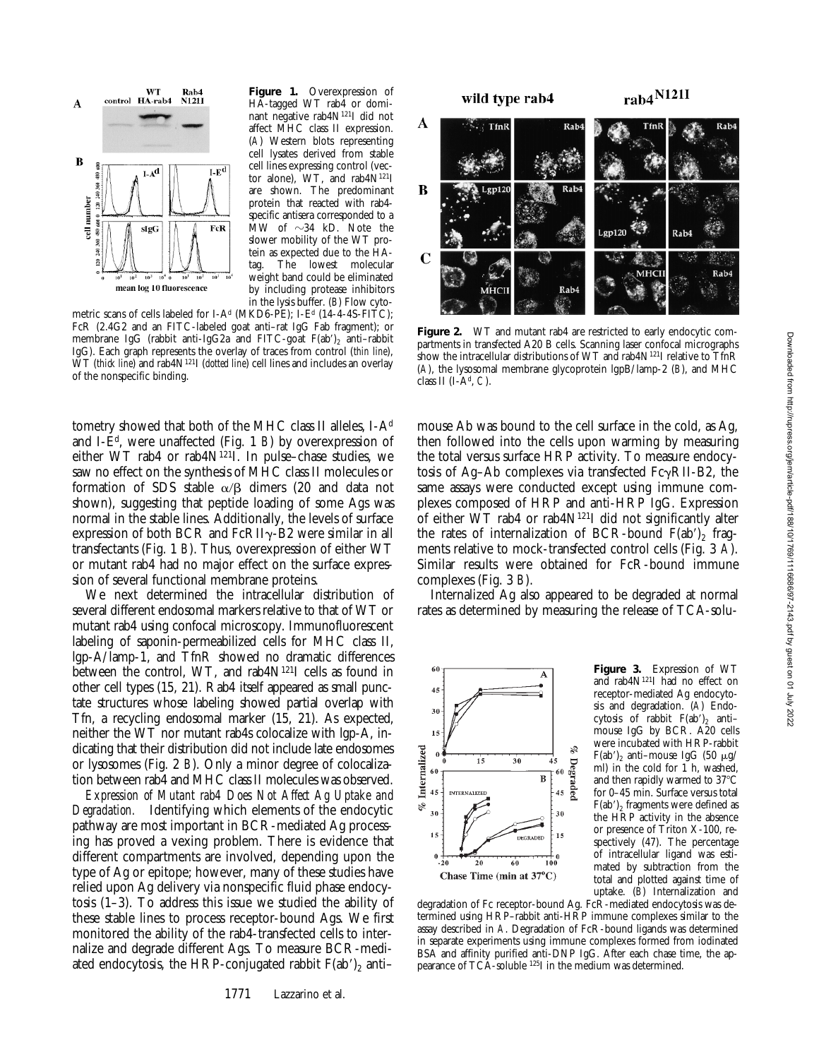**Figure 1.** Overexpression of HA-tagged WT rab4 or dominant negative rab4N[121]I did not affect MHC class II expression. (*A*) Western blots representing cell lysates derived from stable cell lines expressing control (vector alone), WT, and rab4N[121]I are shown. The predominant protein that reacted with rab4-specific antisera corresponded to a MW of ~34 kD. Note the slower mobility of the WT protein as expected due to the HA-tag. The lowest molecular weight band could be eliminated by including protease inhibitors in the lysis buffer. (*B*) Flow cytometric scans of cells labeled for I-A[d] (MKD6-PE); I-E[d] (14-4-4S-FITC); FcR (2.4G2 and an FITC-labeled goat anti–rat IgG Fab fragment); or membrane IgG (rabbit anti-IgG2a and FITC-goat F(ab′)$_2$ anti–rabbit IgG). Each graph represents the overlay of traces from control (*thin line*), WT (*thick line*) and rab4N[121]I (*dotted line*) cell lines and includes an overlay of the nonspecific binding.

**Figure 2.** WT and mutant rab4 are restricted to early endocytic compartments in transfected A20 B cells. Scanning laser confocal micrographs show the intracellular distributions of WT and rab4N[121]I relative to TfnR (*A*), the lysosomal membrane glycoprotein lgpB/lamp-2 (*B*), and MHC class II (I-A[d], *C*).

tometry showed that both of the MHC class II alleles, I-A[d] and I-E[d], were unaffected (Fig. 1 *B*) by overexpression of either WT rab4 or rab4N[121]I. In pulse–chase studies, we saw no effect on the synthesis of MHC class II molecules or formation of SDS stable $\alpha/\beta$ dimers (20 and data not shown), suggesting that peptide loading of some Ags was normal in the stable lines. Additionally, the levels of surface expression of both BCR and FcRII$\gamma$-B2 were similar in all transfectants (Fig. 1 *B*). Thus, overexpression of either WT or mutant rab4 had no major effect on the surface expression of several functional membrane proteins.

We next determined the intracellular distribution of several different endosomal markers relative to that of WT or mutant rab4 using confocal microscopy. Immunofluorescent labeling of saponin-permeabilized cells for MHC class II, lgp-A/lamp-1, and TfnR showed no dramatic differences between the control, WT, and rab4N[121]I cells as found in other cell types (15, 21). Rab4 itself appeared as small punctate structures whose labeling showed partial overlap with Tfn, a recycling endosomal marker (15, 21). As expected, neither the WT nor mutant rab4s colocalize with lgp-A, indicating that their distribution did not include late endosomes or lysosomes (Fig. 2 *B*). Only a minor degree of colocalization between rab4 and MHC class II molecules was observed.

*Expression of Mutant rab4 Does Not Affect Ag Uptake and Degradation.* Identifying which elements of the endocytic pathway are most important in BCR-mediated Ag processing has proved a vexing problem. There is evidence that different compartments are involved, depending upon the type of Ag or epitope; however, many of these studies have relied upon Ag delivery via nonspecific fluid phase endocytosis (1–3). To address this issue we studied the ability of these stable lines to process receptor-bound Ags. We first monitored the ability of the rab4-transfected cells to internalize and degrade different Ags. To measure BCR-mediated endocytosis, the HRP-conjugated rabbit F(ab′)$_2$ anti–mouse Ab was bound to the cell surface in the cold, as Ag, then followed into the cells upon warming by measuring the total versus surface HRP activity. To measure endocytosis of Ag–Ab complexes via transfected Fc$\gamma$RII-B2, the same assays were conducted except using immune complexes composed of HRP and anti-HRP IgG. Expression of either WT rab4 or rab4N[121]I did not significantly alter the rates of internalization of BCR-bound F(ab′)$_2$ fragments relative to mock-transfected control cells (Fig. 3 *A*). Similar results were obtained for FcR-bound immune complexes (Fig. 3 *B*).

Internalized Ag also appeared to be degraded at normal rates as determined by measuring the release of TCA-solu-

**Figure 3.** Expression of WT and rab4N[121]I had no effect on receptor-mediated Ag endocytosis and degradation. (*A*) Endocytosis of rabbit F(ab′)$_2$ anti–mouse IgG by BCR. A20 cells were incubated with HRP-rabbit F(ab′)$_2$ anti–mouse IgG (50 μg/ml) in the cold for 1 h, washed, and then rapidly warmed to 37°C for 0–45 min. Surface versus total F(ab′)$_2$ fragments were defined as the HRP activity in the absence or presence of Triton X-100, respectively (47). The percentage of intracellular ligand was estimated by subtraction from the total and plotted against time of uptake. (*B*) Internalization and degradation of Fc receptor-bound Ag. FcR-mediated endocytosis was determined using HRP–rabbit anti-HRP immune complexes similar to the assay described in *A*. Degradation of FcR-bound ligands was determined in separate experiments using immune complexes formed from iodinated BSA and affinity purified anti-DNP IgG. After each chase time, the appearance of TCA-soluble [125]I in the medium was determined.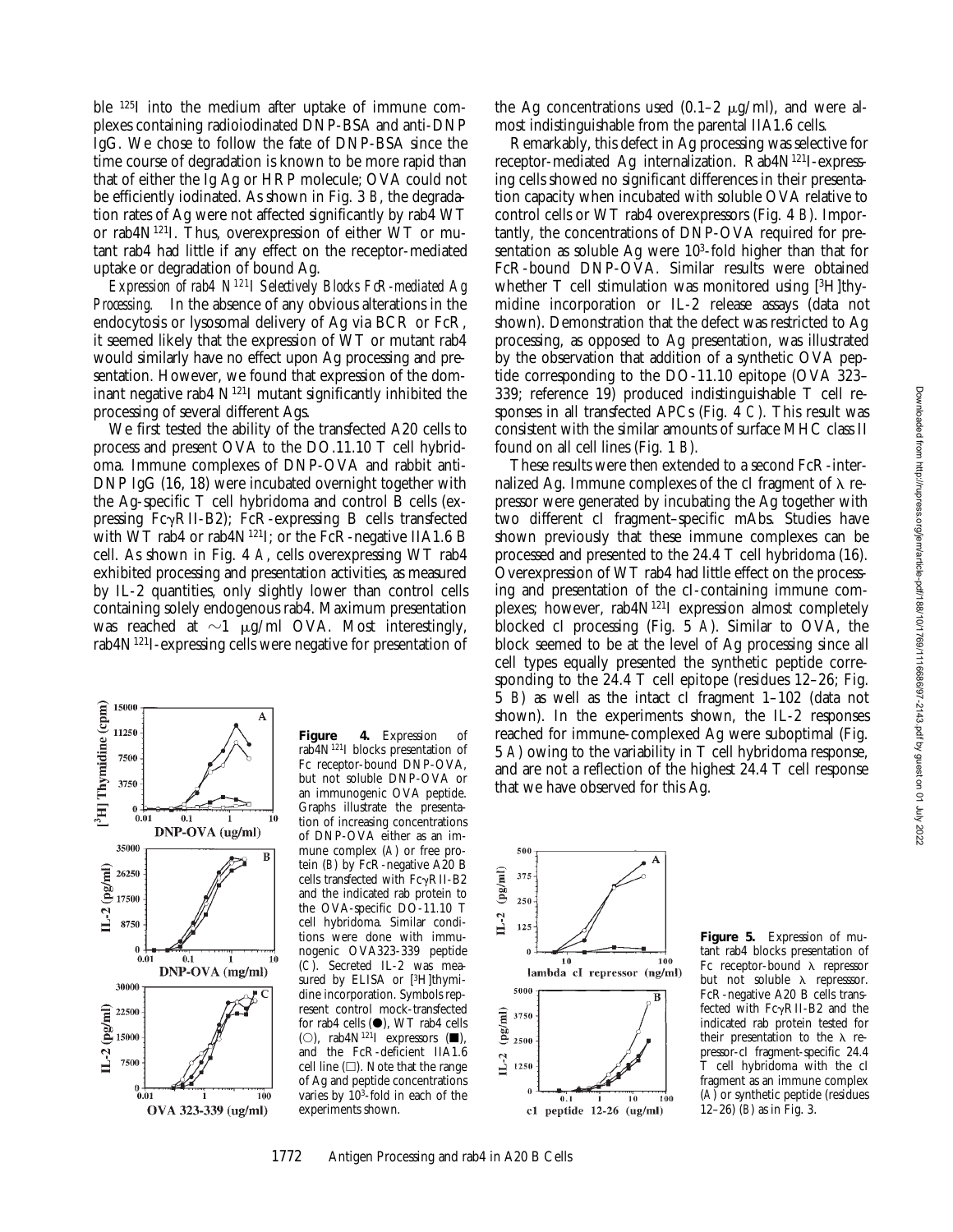ble $^{125}$I into the medium after uptake of immune complexes containing radioiodinated DNP-BSA and anti-DNP IgG. We chose to follow the fate of DNP-BSA since the time course of degradation is known to be more rapid than that of either the Ig Ag or HRP molecule; OVA could not be efficiently iodinated. As shown in Fig. 3 *B*, the degradation rates of Ag were not affected significantly by rab4 WT or rab4N$^{121}$I. Thus, overexpression of either WT or mutant rab4 had little if any effect on the receptor-mediated uptake or degradation of bound Ag.

*Expression of rab4 N$^{121}$I Selectively Blocks FcR-mediated Ag Processing.* In the absence of any obvious alterations in the endocytosis or lysosomal delivery of Ag via BCR or FcR, it seemed likely that the expression of WT or mutant rab4 would similarly have no effect upon Ag processing and presentation. However, we found that expression of the dominant negative rab4 N$^{121}$I mutant significantly inhibited the processing of several different Ags.

We first tested the ability of the transfected A20 cells to process and present OVA to the DO.11.10 T cell hybridoma. Immune complexes of DNP-OVA and rabbit anti-DNP IgG (16, 18) were incubated overnight together with the Ag-specific T cell hybridoma and control B cells (expressing FcγRII-B2); FcR-expressing B cells transfected with WT rab4 or rab4N$^{121}$I; or the FcR-negative IIA1.6 B cell. As shown in Fig. 4 *A*, cells overexpressing WT rab4 exhibited processing and presentation activities, as measured by IL-2 quantities, only slightly lower than control cells containing solely endogenous rab4. Maximum presentation was reached at ~1 μg/ml OVA. Most interestingly, rab4N$^{121}$I-expressing cells were negative for presentation of the Ag concentrations used (0.1–2 μg/ml), and were almost indistinguishable from the parental IIA1.6 cells.

Remarkably, this defect in Ag processing was selective for receptor-mediated Ag internalization. Rab4N$^{121}$I-expressing cells showed no significant differences in their presentation capacity when incubated with soluble OVA relative to control cells or WT rab4 overexpressors (Fig. 4 *B*). Importantly, the concentrations of DNP-OVA required for presentation as soluble Ag were $10^3$-fold higher than that for FcR-bound DNP-OVA. Similar results were obtained whether T cell stimulation was monitored using [$^3$H]thymidine incorporation or IL-2 release assays (data not shown). Demonstration that the defect was restricted to Ag processing, as opposed to Ag presentation, was illustrated by the observation that addition of a synthetic OVA peptide corresponding to the DO-11.10 epitope (OVA 323–339; reference 19) produced indistinguishable T cell responses in all transfected APCs (Fig. 4 *C*). This result was consistent with the similar amounts of surface MHC class II found on all cell lines (Fig. 1 *B*).

These results were then extended to a second FcR-internalized Ag. Immune complexes of the cI fragment of λ repressor were generated by incubating the Ag together with two different cI fragment–specific mAbs. Studies have shown previously that these immune complexes can be processed and presented to the 24.4 T cell hybridoma (16). Overexpression of WT rab4 had little effect on the processing and presentation of the cI-containing immune complexes; however, rab4N$^{121}$I expression almost completely blocked cI processing (Fig. 5 *A*). Similar to OVA, the block seemed to be at the level of Ag processing since all cell types equally presented the synthetic peptide corresponding to the 24.4 T cell epitope (residues 12–26; Fig. 5 *B*) as well as the intact cI fragment 1–102 (data not shown). In the experiments shown, the IL-2 responses reached for immune-complexed Ag were suboptimal (Fig. 5 *A*) owing to the variability in T cell hybridoma response, and are not a reflection of the highest 24.4 T cell response that we have observed for this Ag.

**Figure 4.** Expression of rab4N$^{121}$I blocks presentation of Fc receptor-bound DNP-OVA, but not soluble DNP-OVA or an immunogenic OVA peptide. Graphs illustrate the presentation of increasing concentrations of DNP-OVA either as an immune complex (*A*) or free protein (*B*) by FcR-negative A20 B cells transfected with FcγRII-B2 and the indicated rab protein to the OVA-specific DO-11.10 T cell hybridoma. Similar conditions were done with immunogenic OVA323-339 peptide (*C*). Secreted IL-2 was measured by ELISA or [$^3$H]thymidine incorporation. Symbols represent control mock-transfected for rab4 cells (●), WT rab4 cells (○), rab4N$^{121}$I expressors (■), and the FcR-deficient IIA1.6 cell line (□). Note that the range of Ag and peptide concentrations varies by $10^3$-fold in each of the experiments shown.

**Figure 5.** Expression of mutant rab4 blocks presentation of Fc receptor-bound λ repressor but not soluble λ represssor. FcR-negative A20 B cells transfected with FcγRII-B2 and the indicated rab protein tested for their presentation to the λ repressor-cI fragment-specific 24.4 T cell hybridoma with the cI fragment as an immune complex (*A*) or synthetic peptide (residues 12–26) (*B*) as in Fig. 3.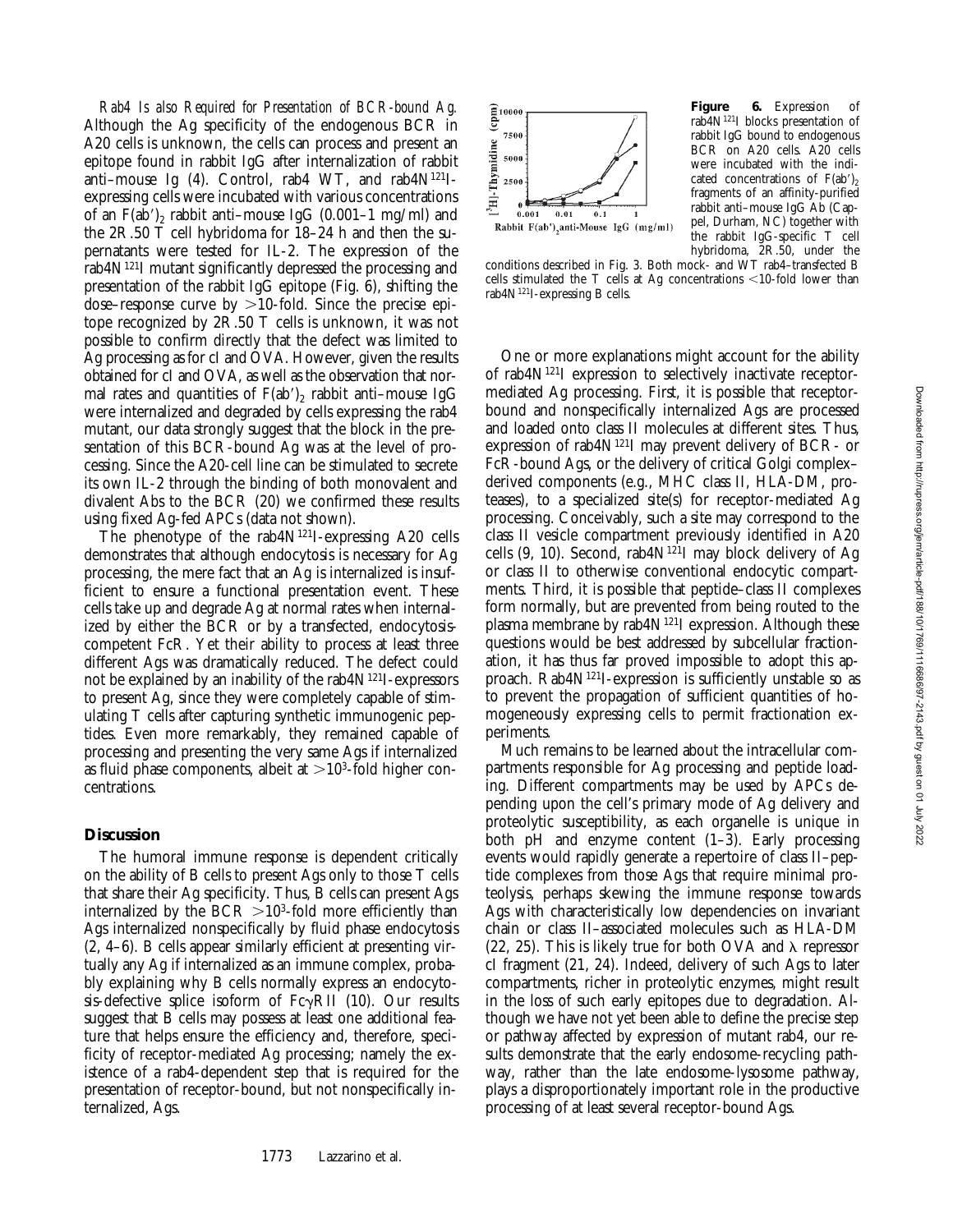*Rab4 Is also Required for Presentation of BCR-bound Ag.* Although the Ag specificity of the endogenous BCR in A20 cells is unknown, the cells can process and present an epitope found in rabbit IgG after internalization of rabbit anti–mouse Ig (4). Control, rab4 WT, and rab4N[121]I-expressing cells were incubated with various concentrations of an $F(ab')_2$ rabbit anti–mouse IgG (0.001–1 mg/ml) and the 2R.50 T cell hybridoma for 18–24 h and then the supernatants were tested for IL-2. The expression of the rab4N[121]I mutant significantly depressed the processing and presentation of the rabbit IgG epitope (Fig. 6), shifting the dose–response curve by >10-fold. Since the precise epitope recognized by 2R.50 T cells is unknown, it was not possible to confirm directly that the defect was limited to Ag processing as for cI and OVA. However, given the results obtained for cI and OVA, as well as the observation that normal rates and quantities of $F(ab')_2$ rabbit anti–mouse IgG were internalized and degraded by cells expressing the rab4 mutant, our data strongly suggest that the block in the presentation of this BCR-bound Ag was at the level of processing. Since the A20 cell line can be stimulated to secrete its own IL-2 through the binding of both monovalent and divalent Abs to the BCR (20) we confirmed these results using fixed Ag-fed APCs (data not shown).

The phenotype of the rab4N[121]I-expressing A20 cells demonstrates that although endocytosis is necessary for Ag processing, the mere fact that an Ag is internalized is insufficient to ensure a functional presentation event. These cells take up and degrade Ag at normal rates when internalized by either the BCR or by a transfected, endocytosis-competent FcR. Yet their ability to process at least three different Ags was dramatically reduced. The defect could not be explained by an inability of the rab4N[121]I-expressors to present Ag, since they were completely capable of stimulating T cells after capturing synthetic immunogenic peptides. Even more remarkably, they remained capable of processing and presenting the very same Ags if internalized as fluid phase components, albeit at $>10^3$-fold higher concentrations.

**Figure 6.** Expression of rab4N[121]I blocks presentation of rabbit IgG bound to endogenous BCR on A20 cells. A20 cells were incubated with the indicated concentrations of $F(ab')_2$ fragments of an affinity-purified rabbit anti–mouse IgG Ab (Cappel, Durham, NC) together with the rabbit IgG-specific T cell hybridoma, 2R.50, under the conditions described in Fig. 3. Both mock- and WT rab4–transfected B cells stimulated the T cells at Ag concentrations <10-fold lower than rab4N[121]I-expressing B cells.

## Discussion

The humoral immune response is dependent critically on the ability of B cells to present Ags only to those T cells that share their Ag specificity. Thus, B cells can present Ags internalized by the BCR $>10^3$-fold more efficiently than Ags internalized nonspecifically by fluid phase endocytosis (2, 4–6). B cells appear similarly efficient at presenting virtually any Ag if internalized as an immune complex, probably explaining why B cells normally express an endocytosis-defective splice isoform of FcγRII (10). Our results suggest that B cells may possess at least one additional feature that helps ensure the efficiency and, therefore, specificity of receptor-mediated Ag processing; namely the existence of a rab4-dependent step that is required for the presentation of receptor-bound, but not nonspecifically internalized, Ags.

One or more explanations might account for the ability of rab4N[121]I expression to selectively inactivate receptor-mediated Ag processing. First, it is possible that receptor-bound and nonspecifically internalized Ags are processed and loaded onto class II molecules at different sites. Thus, expression of rab4N[121]I may prevent delivery of BCR- or FcR-bound Ags, or the delivery of critical Golgi complex–derived components (e.g., MHC class II, HLA-DM, proteases), to a specialized site(s) for receptor-mediated Ag processing. Conceivably, such a site may correspond to the class II vesicle compartment previously identified in A20 cells (9, 10). Second, rab4N[121]I may block delivery of Ag or class II to otherwise conventional endocytic compartments. Third, it is possible that peptide–class II complexes form normally, but are prevented from being routed to the plasma membrane by rab4N[121]I expression. Although these questions would be best addressed by subcellular fractionation, it has thus far proved impossible to adopt this approach. Rab4N[121]I-expression is sufficiently unstable so as to prevent the propagation of sufficient quantities of homogeneously expressing cells to permit fractionation experiments.

Much remains to be learned about the intracellular compartments responsible for Ag processing and peptide loading. Different compartments may be used by APCs depending upon the cell's primary mode of Ag delivery and proteolytic susceptibility, as each organelle is unique in both pH and enzyme content (1–3). Early processing events would rapidly generate a repertoire of class II–peptide complexes from those Ags that require minimal proteolysis, perhaps skewing the immune response towards Ags with characteristically low dependencies on invariant chain or class II–associated molecules such as HLA-DM (22, 25). This is likely true for both OVA and λ repressor cI fragment (21, 24). Indeed, delivery of such Ags to later compartments, richer in proteolytic enzymes, might result in the loss of such early epitopes due to degradation. Although we have not yet been able to define the precise step or pathway affected by expression of mutant rab4, our results demonstrate that the early endosome-recycling pathway, rather than the late endosome-lysosome pathway, plays a disproportionately important role in the productive processing of at least several receptor-bound Ags.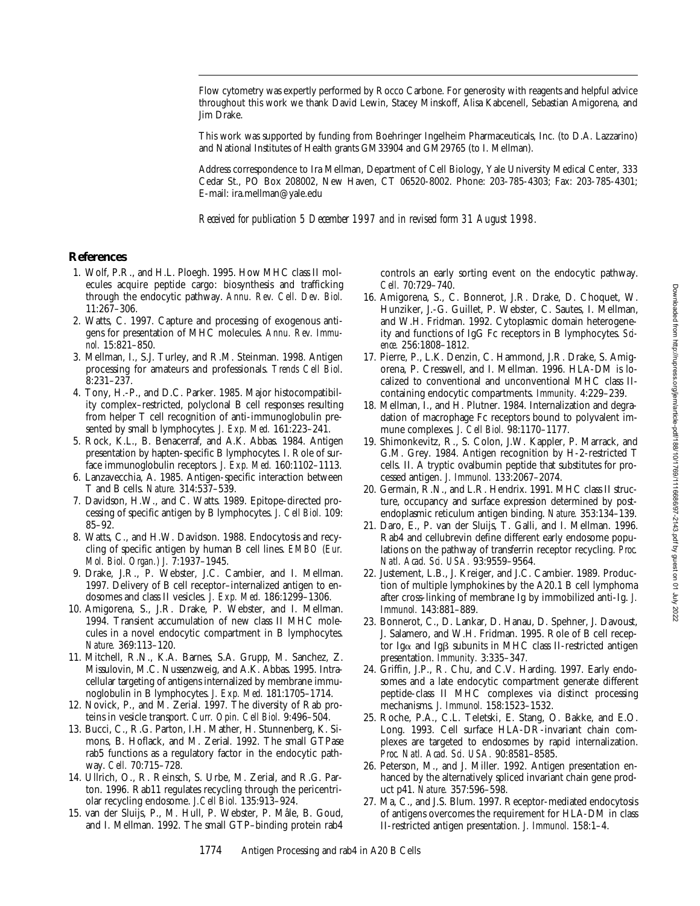Flow cytometry was expertly performed by Rocco Carbone. For generosity with reagents and helpful advice throughout this work we thank David Lewin, Stacey Minskoff, Alisa Kabcenell, Sebastian Amigorena, and Jim Drake.

This work was supported by funding from Boehringer Ingelheim Pharmaceuticals, Inc. (to D.A. Lazzarino) and National Institutes of Health grants GM33904 and GM29765 (to I. Mellman).

Address correspondence to Ira Mellman, Department of Cell Biology, Yale University Medical Center, 333 Cedar St., PO Box 208002, New Haven, CT 06520-8002. Phone: 203-785-4303; Fax: 203-785-4301; E-mail: ira.mellman@yale.edu

*Received for publication 5 December 1997 and in revised form 31 August 1998.*

## References

1. Wolf, P.R., and H.L. Ploegh. 1995. How MHC class II molecules acquire peptide cargo: biosynthesis and trafficking through the endocytic pathway. *Annu. Rev. Cell. Dev. Biol.* 11:267–306.
2. Watts, C. 1997. Capture and processing of exogenous antigens for presentation of MHC molecules. *Annu. Rev. Immunol.* 15:821–850.
3. Mellman, I., S.J. Turley, and R.M. Steinman. 1998. Antigen processing for amateurs and professionals. *Trends Cell Biol.* 8:231–237.
4. Tony, H.-P., and D.C. Parker. 1985. Major histocompatibility complex–restricted, polyclonal B cell responses resulting from helper T cell recognition of anti-immunoglobulin presented by small b lymphocytes. *J. Exp. Med.* 161:223–241.
5. Rock, K.L., B. Benacerraf, and A.K. Abbas. 1984. Antigen presentation by hapten-specific B lymphocytes. I. Role of surface immunoglobulin receptors. *J. Exp. Med.* 160:1102–1113.
6. Lanzavecchia, A. 1985. Antigen-specific interaction between T and B cells. *Nature.* 314:537–539.
7. Davidson, H.W., and C. Watts. 1989. Epitope-directed processing of specific antigen by B lymphocytes. *J. Cell Biol.* 109: 85–92.
8. Watts, C., and H.W. Davidson. 1988. Endocytosis and recycling of specific antigen by human B cell lines. *EMBO (Eur. Mol. Biol. Organ.) J.* 7:1937–1945.
9. Drake, J.R., P. Webster, J.C. Cambier, and I. Mellman. 1997. Delivery of B cell receptor–internalized antigen to endosomes and class II vesicles. *J. Exp. Med.* 186:1299–1306.
10. Amigorena, S., J.R. Drake, P. Webster, and I. Mellman. 1994. Transient accumulation of new class II MHC molecules in a novel endocytic compartment in B lymphocytes. *Nature.* 369:113–120.
11. Mitchell, R.N., K.A. Barnes, S.A. Grupp, M. Sanchez, Z. Missulovin, M.C. Nussenzweig, and A.K. Abbas. 1995. Intracellular targeting of antigens internalized by membrane immunoglobulin in B lymphocytes. *J. Exp. Med.* 181:1705–1714.
12. Novick, P., and M. Zerial. 1997. The diversity of Rab proteins in vesicle transport. *Curr. Opin. Cell Biol.* 9:496–504.
13. Bucci, C., R.G. Parton, I.H. Mather, H. Stunnenberg, K. Simons, B. Hoflack, and M. Zerial. 1992. The small GTPase rab5 functions as a regulatory factor in the endocytic pathway. *Cell.* 70:715–728.
14. Ullrich, O., R. Reinsch, S. Urbe, M. Zerial, and R.G. Parton. 1996. Rab11 regulates recycling through the pericentriolar recycling endosome. *J.Cell Biol.* 135:913–924.
15. van der Sluijs, P., M. Hull, P. Webster, P. Mâle, B. Goud, and I. Mellman. 1992. The small GTP–binding protein rab4 controls an early sorting event on the endocytic pathway. *Cell.* 70:729–740.
16. Amigorena, S., C. Bonnerot, J.R. Drake, D. Choquet, W. Hunziker, J.-G. Guillet, P. Webster, C. Sautes, I. Mellman, and W.H. Fridman. 1992. Cytoplasmic domain heterogeneity and functions of IgG Fc receptors in B lymphocytes. *Science.* 256:1808–1812.
17. Pierre, P., L.K. Denzin, C. Hammond, J.R. Drake, S. Amigorena, P. Cresswell, and I. Mellman. 1996. HLA-DM is localized to conventional and unconventional MHC class II-containing endocytic compartments. *Immunity.* 4:229–239.
18. Mellman, I., and H. Plutner. 1984. Internalization and degradation of macrophage Fc receptors bound to polyvalent immune complexes. *J. Cell Biol.* 98:1170–1177.
19. Shimonkevitz, R., S. Colon, J.W. Kappler, P. Marrack, and G.M. Grey. 1984. Antigen recognition by H-2-restricted T cells. II. A tryptic ovalbumin peptide that substitutes for processed antigen. *J. Immunol.* 133:2067–2074.
20. Germain, R.N., and L.R. Hendrix. 1991. MHC class II structure, occupancy and surface expression determined by post-endoplasmic reticulum antigen binding. *Nature.* 353:134–139.
21. Daro, E., P. van der Sluijs, T. Galli, and I. Mellman. 1996. Rab4 and cellubrevin define different early endosome populations on the pathway of transferrin receptor recycling. *Proc. Natl. Acad. Sci. USA.* 93:9559–9564.
22. Justement, L.B., J. Kreiger, and J.C. Cambier. 1989. Production of multiple lymphokines by the A20.1 B cell lymphoma after cross-linking of membrane Ig by immobilized anti-Ig. *J. Immunol.* 143:881–889.
23. Bonnerot, C., D. Lankar, D. Hanau, D. Spehner, J. Davoust, J. Salamero, and W.H. Fridman. 1995. Role of B cell receptor Igα and Igβ subunits in MHC class II-restricted antigen presentation. *Immunity.* 3:335–347.
24. Griffin, J.P., R. Chu, and C.V. Harding. 1997. Early endosomes and a late endocytic compartment generate different peptide-class II MHC complexes via distinct processing mechanisms. *J. Immunol.* 158:1523–1532.
25. Roche, P.A., C.L. Teletski, E. Stang, O. Bakke, and E.O. Long. 1993. Cell surface HLA-DR-invariant chain complexes are targeted to endosomes by rapid internalization. *Proc. Natl. Acad. Sci. USA.* 90:8581–8585.
26. Peterson, M., and J. Miller. 1992. Antigen presentation enhanced by the alternatively spliced invariant chain gene product p41. *Nature.* 357:596–598.
27. Ma, C., and J.S. Blum. 1997. Receptor-mediated endocytosis of antigens overcomes the requirement for HLA-DM in class II-restricted antigen presentation. *J. Immunol.* 158:1–4.